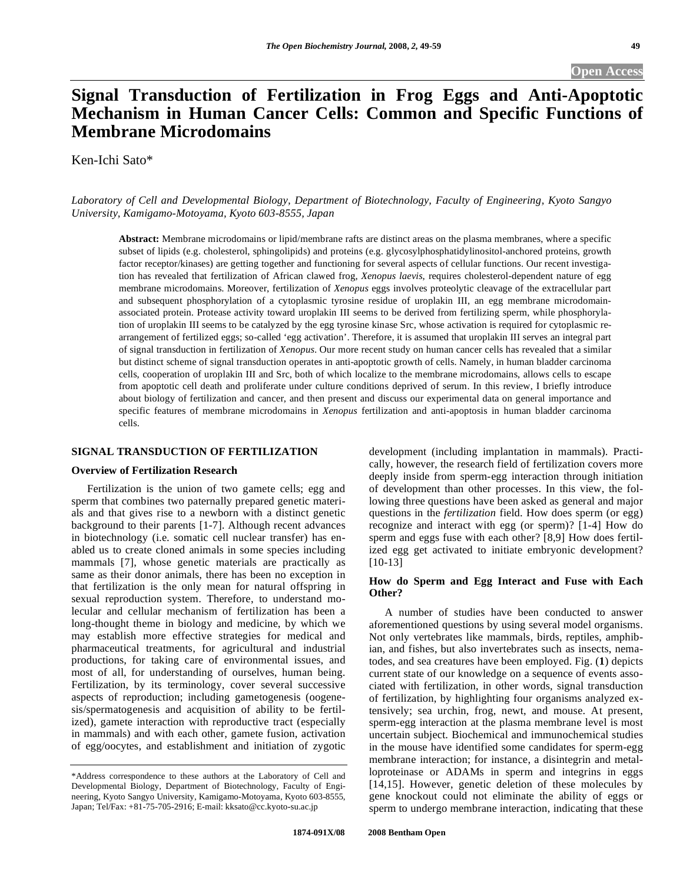**Open Access**

# Signal Transduction of Fertilization in Frog Eggs and Anti-Apoptotic Mechanism in Human Cancer Cells: Common and Specific Functions of Membrane Microdomains

Ken-Ichi Sato*

*Laboratory of Cell and Developmental Biology, Department of Biotechnology, Faculty of Engineering, Kyoto Sangyo University, Kamigamo-Motoyama, Kyoto 603-8555, Japan*

**Abstract:** Membrane microdomains or lipid/membrane rafts are distinct areas on the plasma membranes, where a specific subset of lipids (e.g. cholesterol, sphingolipids) and proteins (e.g. glycosylphosphatidylinositol-anchored proteins, growth factor receptor/kinases) are getting together and functioning for several aspects of cellular functions. Our recent investigation has revealed that fertilization of African clawed frog, *Xenopus laevis*, requires cholesterol-dependent nature of egg membrane microdomains. Moreover, fertilization of *Xenopus* eggs involves proteolytic cleavage of the extracellular part and subsequent phosphorylation of a cytoplasmic tyrosine residue of uroplakin III, an egg membrane microdomain-associated protein. Protease activity toward uroplakin III seems to be derived from fertilizing sperm, while phosphorylation of uroplakin III seems to be catalyzed by the egg tyrosine kinase Src, whose activation is required for cytoplasmic rearrangement of fertilized eggs; so-called 'egg activation'. Therefore, it is assumed that uroplakin III serves an integral part of signal transduction in fertilization of *Xenopus*. Our more recent study on human cancer cells has revealed that a similar but distinct scheme of signal transduction operates in anti-apoptotic growth of cells. Namely, in human bladder carcinoma cells, cooperation of uroplakin III and Src, both of which localize to the membrane microdomains, allows cells to escape from apoptotic cell death and proliferate under culture conditions deprived of serum. In this review, I briefly introduce about biology of fertilization and cancer, and then present and discuss our experimental data on general importance and specific features of membrane microdomains in *Xenopus* fertilization and anti-apoptosis in human bladder carcinoma cells.

## SIGNAL TRANSDUCTION OF FERTILIZATION

### Overview of Fertilization Research

Fertilization is the union of two gamete cells; egg and sperm that combines two paternally prepared genetic materials and that gives rise to a newborn with a distinct genetic background to their parents [1-7]. Although recent advances in biotechnology (i.e. somatic cell nuclear transfer) has enabled us to create cloned animals in some species including mammals [7], whose genetic materials are practically as same as their donor animals, there has been no exception in that fertilization is the only mean for natural offspring in sexual reproduction system. Therefore, to understand molecular and cellular mechanism of fertilization has been a long-thought theme in biology and medicine, by which we may establish more effective strategies for medical and pharmaceutical treatments, for agricultural and industrial productions, for taking care of environmental issues, and most of all, for understanding of ourselves, human being. Fertilization, by its terminology, cover several successive aspects of reproduction; including gametogenesis (oogenesis/spermatogenesis and acquisition of ability to be fertilized), gamete interaction with reproductive tract (especially in mammals) and with each other, gamete fusion, activation of egg/oocytes, and establishment and initiation of zygotic development (including implantation in mammals). Practically, however, the research field of fertilization covers more deeply inside from sperm-egg interaction through initiation of development than other processes. In this view, the following three questions have been asked as general and major questions in the *fertilization* field. How does sperm (or egg) recognize and interact with egg (or sperm)? [1-4] How do sperm and eggs fuse with each other? [8,9] How does fertilized egg get activated to initiate embryonic development? [10-13]

### How do Sperm and Egg Interact and Fuse with Each Other?

A number of studies have been conducted to answer aforementioned questions by using several model organisms. Not only vertebrates like mammals, birds, reptiles, amphibian, and fishes, but also invertebrates such as insects, nematodes, and sea creatures have been employed. Fig. (**1**) depicts current state of our knowledge on a sequence of events associated with fertilization, in other words, signal transduction of fertilization, by highlighting four organisms analyzed extensively; sea urchin, frog, newt, and mouse. At present, sperm-egg interaction at the plasma membrane level is most uncertain subject. Biochemical and immunochemical studies in the mouse have identified some candidates for sperm-egg membrane interaction; for instance, a disintegrin and metalloproteinase or ADAMs in sperm and integrins in eggs [14,15]. However, genetic deletion of these molecules by gene knockout could not eliminate the ability of eggs or sperm to undergo membrane interaction, indicating that these

*Address correspondence to these authors at the Laboratory of Cell and Developmental Biology, Department of Biotechnology, Faculty of Engineering, Kyoto Sangyo University, Kamigamo-Motoyama, Kyoto 603-8555, Japan; Tel/Fax: +81-75-705-2916; E-mail: kksato@cc.kyoto-su.ac.jp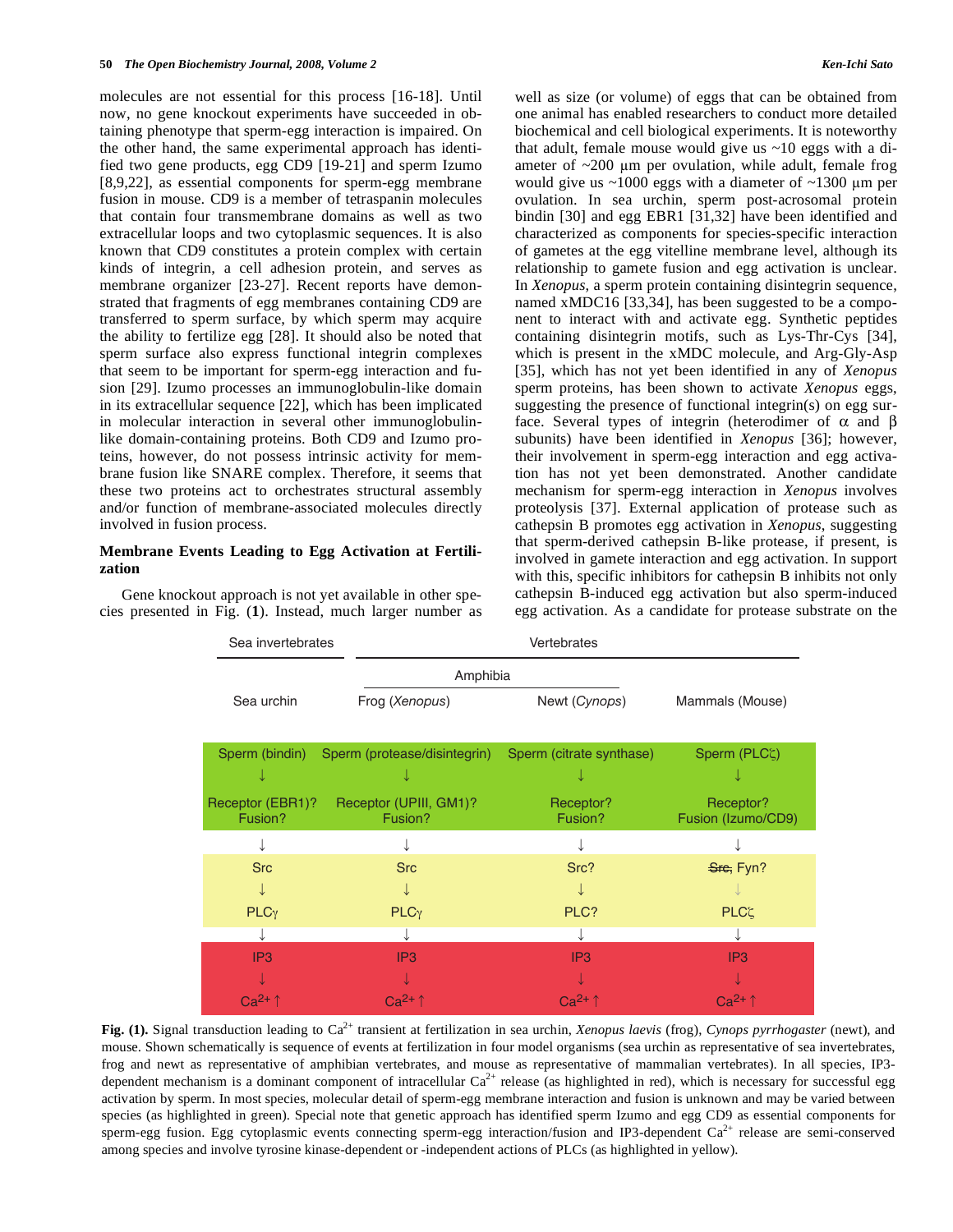molecules are not essential for this process [16-18]. Until now, no gene knockout experiments have succeeded in obtaining phenotype that sperm-egg interaction is impaired. On the other hand, the same experimental approach has identified two gene products, egg CD9 [19-21] and sperm Izumo [8,9,22], as essential components for sperm-egg membrane fusion in mouse. CD9 is a member of tetraspanin molecules that contain four transmembrane domains as well as two extracellular loops and two cytoplasmic sequences. It is also known that CD9 constitutes a protein complex with certain kinds of integrin, a cell adhesion protein, and serves as membrane organizer [23-27]. Recent reports have demonstrated that fragments of egg membranes containing CD9 are transferred to sperm surface, by which sperm may acquire the ability to fertilize egg [28]. It should also be noted that sperm surface also express functional integrin complexes that seem to be important for sperm-egg interaction and fusion [29]. Izumo processes an immunoglobulin-like domain in its extracellular sequence [22], which has been implicated in molecular interaction in several other immunoglobulin-like domain-containing proteins. Both CD9 and Izumo proteins, however, do not possess intrinsic activity for membrane fusion like SNARE complex. Therefore, it seems that these two proteins act to orchestrates structural assembly and/or function of membrane-associated molecules directly involved in fusion process.

## Membrane Events Leading to Egg Activation at Fertilization

Gene knockout approach is not yet available in other species presented in Fig. (**1**). Instead, much larger number as well as size (or volume) of eggs that can be obtained from one animal has enabled researchers to conduct more detailed biochemical and cell biological experiments. It is noteworthy that adult, female mouse would give us ~10 eggs with a diameter of ~200 μm per ovulation, while adult, female frog would give us ~1000 eggs with a diameter of ~1300 μm per ovulation. In sea urchin, sperm post-acrosomal protein bindin [30] and egg EBR1 [31,32] have been identified and characterized as components for species-specific interaction of gametes at the egg vitelline membrane level, although its relationship to gamete fusion and egg activation is unclear. In *Xenopus*, a sperm protein containing disintegrin sequence, named xMDC16 [33,34], has been suggested to be a component to interact with and activate egg. Synthetic peptides containing disintegrin motifs, such as Lys-Thr-Cys [34], which is present in the xMDC molecule, and Arg-Gly-Asp [35], which has not yet been identified in any of *Xenopus* sperm proteins, has been shown to activate *Xenopus* eggs, suggesting the presence of functional integrin(s) on egg surface. Several types of integrin (heterodimer of α and β subunits) have been identified in *Xenopus* [36]; however, their involvement in sperm-egg interaction and egg activation has not yet been demonstrated. Another candidate mechanism for sperm-egg interaction in *Xenopus* involves proteolysis [37]. External application of protease such as cathepsin B promotes egg activation in *Xenopus*, suggesting that sperm-derived cathepsin B-like protease, if present, is involved in gamete interaction and egg activation. In support with this, specific inhibitors for cathepsin B inhibits not only cathepsin B-induced egg activation but also sperm-induced egg activation. As a candidate for protease substrate on the

| Sea invertebrates | Vertebrates | | |
|---|---|---|---|
| | Amphibia | | |
| Sea urchin | Frog (*Xenopus*) | Newt (*Cynops*) | Mammals (Mouse) |
| Sperm (bindin) | Sperm (protease/disintegrin) | Sperm (citrate synthase) | Sperm (PLCζ) |
| ↓ | ↓ | ↓ | ↓ |
| Receptor (EBR1)? Fusion? | Receptor (UPIII, GM1)? Fusion? | Receptor? Fusion? | Receptor? Fusion (Izumo/CD9) |
| ↓ | ↓ | ↓ | ↓ |
| Src | Src | Src? | ~~Src~~, Fyn? |
| ↓ | ↓ | ↓ | ↓ |
| PLCγ | PLCγ | PLC? | PLCζ |
| ↓ | ↓ | ↓ | ↓ |
| IP3 | IP3 | IP3 | IP3 |
| ↓ | ↓ | ↓ | ↓ |
| $Ca^{2+}$↑ | $Ca^{2+}$↑ | $Ca^{2+}$↑ | $Ca^{2+}$↑ |

**Fig. (1).** Signal transduction leading to $Ca^{2+}$ transient at fertilization in sea urchin, *Xenopus laevis* (frog), *Cynops pyrrhogaster* (newt), and mouse. Shown schematically is sequence of events at fertilization in four model organisms (sea urchin as representative of sea invertebrates, frog and newt as representative of amphibian vertebrates, and mouse as representative of mammalian vertebrates). In all species, IP3-dependent mechanism is a dominant component of intracellular $Ca^{2+}$ release (as highlighted in red), which is necessary for successful egg activation by sperm. In most species, molecular detail of sperm-egg membrane interaction and fusion is unknown and may be varied between species (as highlighted in green). Special note that genetic approach has identified sperm Izumo and egg CD9 as essential components for sperm-egg fusion. Egg cytoplasmic events connecting sperm-egg interaction/fusion and IP3-dependent $Ca^{2+}$ release are semi-conserved among species and involve tyrosine kinase-dependent or -independent actions of PLCs (as highlighted in yellow).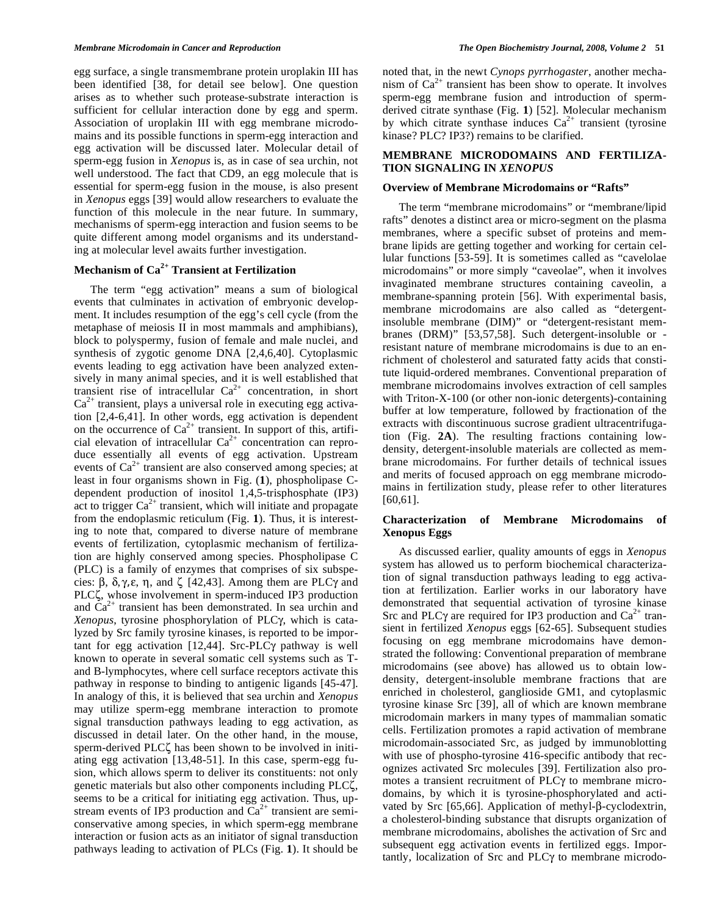egg surface, a single transmembrane protein uroplakin III has been identified [38, for detail see below]. One question arises as to whether such protease-substrate interaction is sufficient for cellular interaction done by egg and sperm. Association of uroplakin III with egg membrane microdomains and its possible functions in sperm-egg interaction and egg activation will be discussed later. Molecular detail of sperm-egg fusion in *Xenopus* is, as in case of sea urchin, not well understood. The fact that CD9, an egg molecule that is essential for sperm-egg fusion in the mouse, is also present in *Xenopus* eggs [39] would allow researchers to evaluate the function of this molecule in the near future. In summary, mechanisms of sperm-egg interaction and fusion seems to be quite different among model organisms and its understanding at molecular level awaits further investigation.

### Mechanism of $Ca^{2+}$ Transient at Fertilization

The term "egg activation" means a sum of biological events that culminates in activation of embryonic development. It includes resumption of the egg's cell cycle (from the metaphase of meiosis II in most mammals and amphibians), block to polyspermy, fusion of female and male nuclei, and synthesis of zygotic genome DNA [2,4,6,40]. Cytoplasmic events leading to egg activation have been analyzed extensively in many animal species, and it is well established that transient rise of intracellular $Ca^{2+}$ concentration, in short $Ca^{2+}$ transient, plays a universal role in executing egg activation [2,4-6,41]. In other words, egg activation is dependent on the occurrence of $Ca^{2+}$ transient. In support of this, artificial elevation of intracellular $Ca^{2+}$ concentration can reproduce essentially all events of egg activation. Upstream events of $Ca^{2+}$ transient are also conserved among species; at least in four organisms shown in Fig. (**1**), phospholipase C-dependent production of inositol 1,4,5-trisphosphate (IP3) act to trigger $Ca^{2+}$ transient, which will initiate and propagate from the endoplasmic reticulum (Fig. **1**). Thus, it is interesting to note that, compared to diverse nature of membrane events of fertilization, cytoplasmic mechanism of fertilization are highly conserved among species. Phospholipase C (PLC) is a family of enzymes that comprises of six subspecies: β, δ,γ,ε, η, and ζ [42,43]. Among them are PLCγ and PLCζ, whose involvement in sperm-induced IP3 production and $Ca^{2+}$ transient has been demonstrated. In sea urchin and *Xenopus*, tyrosine phosphorylation of PLCγ, which is catalyzed by Src family tyrosine kinases, is reported to be important for egg activation [12,44]. Src-PLCγ pathway is well known to operate in several somatic cell systems such as T- and B-lymphocytes, where cell surface receptors activate this pathway in response to binding to antigenic ligands [45-47]. In analogy of this, it is believed that sea urchin and *Xenopus* may utilize sperm-egg membrane interaction to promote signal transduction pathways leading to egg activation, as discussed in detail later. On the other hand, in the mouse, sperm-derived PLCζ has been shown to be involved in initiating egg activation [13,48-51]. In this case, sperm-egg fusion, which allows sperm to deliver its constituents: not only genetic materials but also other components including PLCζ, seems to be a critical for initiating egg activation. Thus, upstream events of IP3 production and $Ca^{2+}$ transient are semi-conservative among species, in which sperm-egg membrane interaction or fusion acts as an initiator of signal transduction pathways leading to activation of PLCs (Fig. **1**). It should be noted that, in the newt *Cynops pyrrhogaster*, another mechanism of $Ca^{2+}$ transient has been show to operate. It involves sperm-egg membrane fusion and introduction of sperm-derived citrate synthase (Fig. **1**) [52]. Molecular mechanism by which citrate synthase induces $Ca^{2+}$ transient (tyrosine kinase? PLC? IP3?) remains to be clarified.

## MEMBRANE MICRODOMAINS AND FERTILIZATION SIGNALING IN *XENOPUS*

### Overview of Membrane Microdomains or "Rafts"

The term "membrane microdomains" or "membrane/lipid rafts" denotes a distinct area or micro-segment on the plasma membranes, where a specific subset of proteins and membrane lipids are getting together and working for certain cellular functions [53-59]. It is sometimes called as "cavelolae microdomains" or more simply "caveolae", when it involves invaginated membrane structures containing caveolin, a membrane-spanning protein [56]. With experimental basis, membrane microdomains are also called as "detergent-insoluble membrane (DIM)" or "detergent-resistant membranes (DRM)" [53,57,58]. Such detergent-insoluble or -resistant nature of membrane microdomains is due to an enrichment of cholesterol and saturated fatty acids that constitute liquid-ordered membranes. Conventional preparation of membrane microdomains involves extraction of cell samples with Triton-X-100 (or other non-ionic detergents)-containing buffer at low temperature, followed by fractionation of the extracts with discontinuous sucrose gradient ultracentrifugation (Fig. **2A**). The resulting fractions containing low-density, detergent-insoluble materials are collected as membrane microdomains. For further details of technical issues and merits of focused approach on egg membrane microdomains in fertilization study, please refer to other literatures [60,61].

### Characterization of Membrane Microdomains of Xenopus Eggs

As discussed earlier, quality amounts of eggs in *Xenopus* system has allowed us to perform biochemical characterization of signal transduction pathways leading to egg activation at fertilization. Earlier works in our laboratory have demonstrated that sequential activation of tyrosine kinase Src and PLCγ are required for IP3 production and $Ca^{2+}$ transient in fertilized *Xenopus* eggs [62-65]. Subsequent studies focusing on egg membrane microdomains have demonstrated the following: Conventional preparation of membrane microdomains (see above) has allowed us to obtain low-density, detergent-insoluble membrane fractions that are enriched in cholesterol, ganglioside GM1, and cytoplasmic tyrosine kinase Src [39], all of which are known membrane microdomain markers in many types of mammalian somatic cells. Fertilization promotes a rapid activation of membrane microdomain-associated Src, as judged by immunoblotting with use of phospho-tyrosine 416-specific antibody that recognizes activated Src molecules [39]. Fertilization also promotes a transient recruitment of PLCγ to membrane microdomains, by which it is tyrosine-phosphorylated and activated by Src [65,66]. Application of methyl-β-cyclodextrin, a cholesterol-binding substance that disrupts organization of membrane microdomains, abolishes the activation of Src and subsequent egg activation events in fertilized eggs. Importantly, localization of Src and PLCγ to membrane microdo-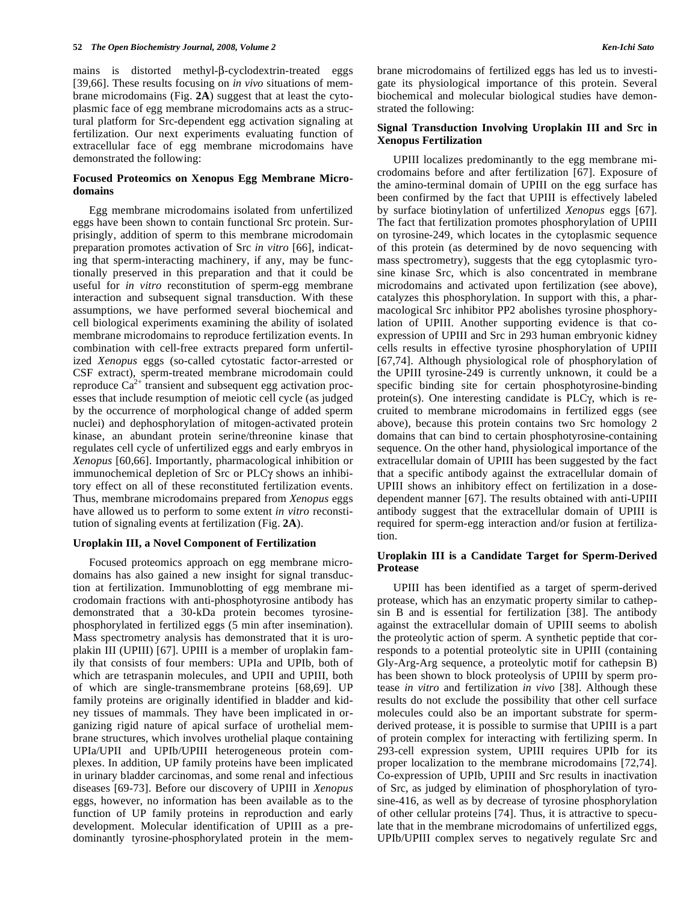mains is distorted methyl-β-cyclodextrin-treated eggs [39,66]. These results focusing on *in vivo* situations of membrane microdomains (Fig. **2A**) suggest that at least the cytoplasmic face of egg membrane microdomains acts as a structural platform for Src-dependent egg activation signaling at fertilization. Our next experiments evaluating function of extracellular face of egg membrane microdomains have demonstrated the following:

### Focused Proteomics on Xenopus Egg Membrane Microdomains

Egg membrane microdomains isolated from unfertilized eggs have been shown to contain functional Src protein. Surprisingly, addition of sperm to this membrane microdomain preparation promotes activation of Src *in vitro* [66], indicating that sperm-interacting machinery, if any, may be functionally preserved in this preparation and that it could be useful for *in vitro* reconstitution of sperm-egg membrane interaction and subsequent signal transduction. With these assumptions, we have performed several biochemical and cell biological experiments examining the ability of isolated membrane microdomains to reproduce fertilization events. In combination with cell-free extracts prepared form unfertilized *Xenopus* eggs (so-called cytostatic factor-arrested or CSF extract), sperm-treated membrane microdomain could reproduce $Ca^{2+}$ transient and subsequent egg activation processes that include resumption of meiotic cell cycle (as judged by the occurrence of morphological change of added sperm nuclei) and dephosphorylation of mitogen-activated protein kinase, an abundant protein serine/threonine kinase that regulates cell cycle of unfertilized eggs and early embryos in *Xenopus* [60,66]. Importantly, pharmacological inhibition or immunochemical depletion of Src or PLCγ shows an inhibitory effect on all of these reconstituted fertilization events. Thus, membrane microdomains prepared from *Xenopus* eggs have allowed us to perform to some extent *in vitro* reconstitution of signaling events at fertilization (Fig. **2A**).

### Uroplakin III, a Novel Component of Fertilization

Focused proteomics approach on egg membrane microdomains has also gained a new insight for signal transduction at fertilization. Immunoblotting of egg membrane microdomain fractions with anti-phosphotyrosine antibody has demonstrated that a 30-kDa protein becomes tyrosine-phosphorylated in fertilized eggs (5 min after insemination). Mass spectrometry analysis has demonstrated that it is uroplakin III (UPIII) [67]. UPIII is a member of uroplakin family that consists of four members: UPIa and UPIb, both of which are tetraspanin molecules, and UPII and UPIII, both of which are single-transmembrane proteins [68,69]. UP family proteins are originally identified in bladder and kidney tissues of mammals. They have been implicated in organizing rigid nature of apical surface of urothelial membrane structures, which involves urothelial plaque containing UPIa/UPII and UPIb/UPIII heterogeneous protein complexes. In addition, UP family proteins have been implicated in urinary bladder carcinomas, and some renal and infectious diseases [69-73]. Before our discovery of UPIII in *Xenopus* eggs, however, no information has been available as to the function of UP family proteins in reproduction and early development. Molecular identification of UPIII as a predominantly tyrosine-phosphorylated protein in the membrane microdomains of fertilized eggs has led us to investigate its physiological importance of this protein. Several biochemical and molecular biological studies have demonstrated the following:

### Signal Transduction Involving Uroplakin III and Src in Xenopus Fertilization

UPIII localizes predominantly to the egg membrane microdomains before and after fertilization [67]. Exposure of the amino-terminal domain of UPIII on the egg surface has been confirmed by the fact that UPIII is effectively labeled by surface biotinylation of unfertilized *Xenopus* eggs [67]. The fact that fertilization promotes phosphorylation of UPIII on tyrosine-249, which locates in the cytoplasmic sequence of this protein (as determined by de novo sequencing with mass spectrometry), suggests that the egg cytoplasmic tyrosine kinase Src, which is also concentrated in membrane microdomains and activated upon fertilization (see above), catalyzes this phosphorylation. In support with this, a pharmacological Src inhibitor PP2 abolishes tyrosine phosphorylation of UPIII. Another supporting evidence is that co-expression of UPIII and Src in 293 human embryonic kidney cells results in effective tyrosine phosphorylation of UPIII [67,74]. Although physiological role of phosphorylation of the UPIII tyrosine-249 is currently unknown, it could be a specific binding site for certain phosphotyrosine-binding protein(s). One interesting candidate is PLCγ, which is recruited to membrane microdomains in fertilized eggs (see above), because this protein contains two Src homology 2 domains that can bind to certain phosphotyrosine-containing sequence. On the other hand, physiological importance of the extracellular domain of UPIII has been suggested by the fact that a specific antibody against the extracellular domain of UPIII shows an inhibitory effect on fertilization in a dose-dependent manner [67]. The results obtained with anti-UPIII antibody suggest that the extracellular domain of UPIII is required for sperm-egg interaction and/or fusion at fertilization.

### Uroplakin III is a Candidate Target for Sperm-Derived Protease

UPIII has been identified as a target of sperm-derived protease, which has an enzymatic property similar to cathepsin B and is essential for fertilization [38]. The antibody against the extracellular domain of UPIII seems to abolish the proteolytic action of sperm. A synthetic peptide that corresponds to a potential proteolytic site in UPIII (containing Gly-Arg-Arg sequence, a proteolytic motif for cathepsin B) has been shown to block proteolysis of UPIII by sperm protease *in vitro* and fertilization *in vivo* [38]. Although these results do not exclude the possibility that other cell surface molecules could also be an important substrate for sperm-derived protease, it is possible to surmise that UPIII is a part of protein complex for interacting with fertilizing sperm. In 293-cell expression system, UPIII requires UPIb for its proper localization to the membrane microdomains [72,74]. Co-expression of UPIb, UPIII and Src results in inactivation of Src, as judged by elimination of phosphorylation of tyrosine-416, as well as by decrease of tyrosine phosphorylation of other cellular proteins [74]. Thus, it is attractive to speculate that in the membrane microdomains of unfertilized eggs, UPIb/UPIII complex serves to negatively regulate Src and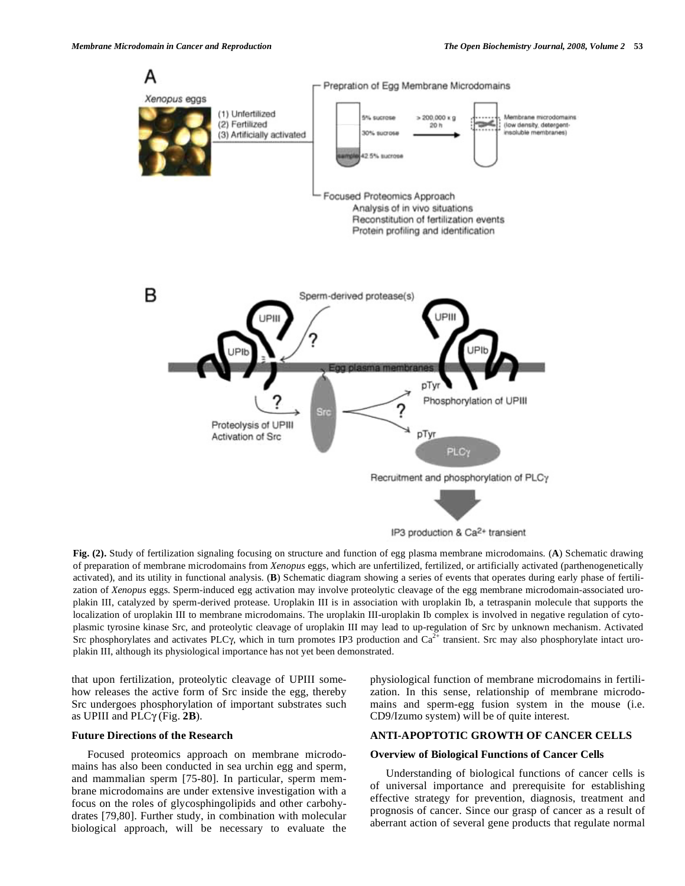**Fig. (2).** Study of fertilization signaling focusing on structure and function of egg plasma membrane microdomains. (**A**) Schematic drawing of preparation of membrane microdomains from *Xenopus* eggs, which are unfertilized, fertilized, or artificially activated (parthenogenetically activated), and its utility in functional analysis. (**B**) Schematic diagram showing a series of events that operates during early phase of fertilization of *Xenopus* eggs. Sperm-induced egg activation may involve proteolytic cleavage of the egg membrane microdomain-associated uroplakin III, catalyzed by sperm-derived protease. Uroplakin III is in association with uroplakin Ib, a tetraspanin molecule that supports the localization of uroplakin III to membrane microdomains. The uroplakin III-uroplakin Ib complex is involved in negative regulation of cytoplasmic tyrosine kinase Src, and proteolytic cleavage of uroplakin III may lead to up-regulation of Src by unknown mechanism. Activated Src phosphorylates and activates PLCγ, which in turn promotes IP3 production and $Ca^{2+}$ transient. Src may also phosphorylate intact uroplakin III, although its physiological importance has not yet been demonstrated.

that upon fertilization, proteolytic cleavage of UPIII somehow releases the active form of Src inside the egg, thereby Src undergoes phosphorylation of important substrates such as UPIII and PLCγ (Fig. **2B**).

### Future Directions of the Research

Focused proteomics approach on membrane microdomains has also been conducted in sea urchin egg and sperm, and mammalian sperm [75-80]. In particular, sperm membrane microdomains are under extensive investigation with a focus on the roles of glycosphingolipids and other carbohydrates [79,80]. Further study, in combination with molecular biological approach, will be necessary to evaluate the physiological function of membrane microdomains in fertilization. In this sense, relationship of membrane microdomains and sperm-egg fusion system in the mouse (i.e. CD9/Izumo system) will be of quite interest.

## ANTI-APOPTOTIC GROWTH OF CANCER CELLS

### Overview of Biological Functions of Cancer Cells

Understanding of biological functions of cancer cells is of universal importance and prerequisite for establishing effective strategy for prevention, diagnosis, treatment and prognosis of cancer. Since our grasp of cancer as a result of aberrant action of several gene products that regulate normal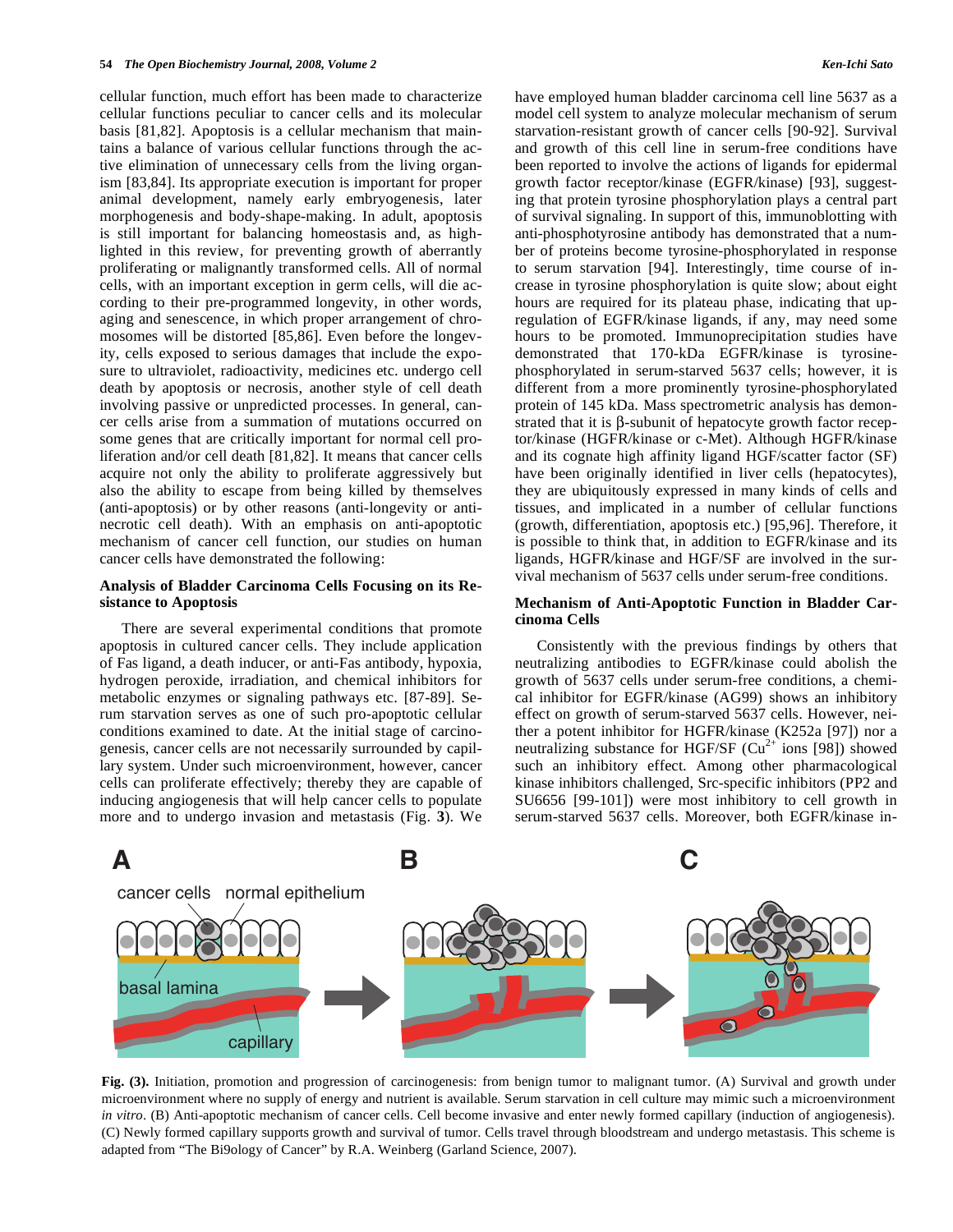cellular function, much effort has been made to characterize cellular functions peculiar to cancer cells and its molecular basis [81,82]. Apoptosis is a cellular mechanism that maintains a balance of various cellular functions through the active elimination of unnecessary cells from the living organism [83,84]. Its appropriate execution is important for proper animal development, namely early embryogenesis, later morphogenesis and body-shape-making. In adult, apoptosis is still important for balancing homeostasis and, as highlighted in this review, for preventing growth of aberrantly proliferating or malignantly transformed cells. All of normal cells, with an important exception in germ cells, will die according to their pre-programmed longevity, in other words, aging and senescence, in which proper arrangement of chromosomes will be distorted [85,86]. Even before the longevity, cells exposed to serious damages that include the exposure to ultraviolet, radioactivity, medicines etc. undergo cell death by apoptosis or necrosis, another style of cell death involving passive or unpredicted processes. In general, cancer cells arise from a summation of mutations occurred on some genes that are critically important for normal cell proliferation and/or cell death [81,82]. It means that cancer cells acquire not only the ability to proliferate aggressively but also the ability to escape from being killed by themselves (anti-apoptosis) or by other reasons (anti-longevity or anti-necrotic cell death). With an emphasis on anti-apoptotic mechanism of cancer cell function, our studies on human cancer cells have demonstrated the following:

### Analysis of Bladder Carcinoma Cells Focusing on its Resistance to Apoptosis

There are several experimental conditions that promote apoptosis in cultured cancer cells. They include application of Fas ligand, a death inducer, or anti-Fas antibody, hypoxia, hydrogen peroxide, irradiation, and chemical inhibitors for metabolic enzymes or signaling pathways etc. [87-89]. Serum starvation serves as one of such pro-apoptotic cellular conditions examined to date. At the initial stage of carcinogenesis, cancer cells are not necessarily surrounded by capillary system. Under such microenvironment, however, cancer cells can proliferate effectively; thereby they are capable of inducing angiogenesis that will help cancer cells to populate more and to undergo invasion and metastasis (Fig. **3**). We have employed human bladder carcinoma cell line 5637 as a model cell system to analyze molecular mechanism of serum starvation-resistant growth of cancer cells [90-92]. Survival and growth of this cell line in serum-free conditions have been reported to involve the actions of ligands for epidermal growth factor receptor/kinase (EGFR/kinase) [93], suggesting that protein tyrosine phosphorylation plays a central part of survival signaling. In support of this, immunoblotting with anti-phosphotyrosine antibody has demonstrated that a number of proteins become tyrosine-phosphorylated in response to serum starvation [94]. Interestingly, time course of increase in tyrosine phosphorylation is quite slow; about eight hours are required for its plateau phase, indicating that upregulation of EGFR/kinase ligands, if any, may need some hours to be promoted. Immunoprecipitation studies have demonstrated that 170-kDa EGFR/kinase is tyrosine-phosphorylated in serum-starved 5637 cells; however, it is different from a more prominently tyrosine-phosphorylated protein of 145 kDa. Mass spectrometric analysis has demonstrated that it is β-subunit of hepatocyte growth factor receptor/kinase (HGFR/kinase or c-Met). Although HGFR/kinase and its cognate high affinity ligand HGF/scatter factor (SF) have been originally identified in liver cells (hepatocytes), they are ubiquitously expressed in many kinds of cells and tissues, and implicated in a number of cellular functions (growth, differentiation, apoptosis etc.) [95,96]. Therefore, it is possible to think that, in addition to EGFR/kinase and its ligands, HGFR/kinase and HGF/SF are involved in the survival mechanism of 5637 cells under serum-free conditions.

### Mechanism of Anti-Apoptotic Function in Bladder Carcinoma Cells

Consistently with the previous findings by others that neutralizing antibodies to EGFR/kinase could abolish the growth of 5637 cells under serum-free conditions, a chemical inhibitor for EGFR/kinase (AG99) shows an inhibitory effect on growth of serum-starved 5637 cells. However, neither a potent inhibitor for HGFR/kinase (K252a [97]) nor a neutralizing substance for HGF/SF ($Cu^{2+}$ ions [98]) showed such an inhibitory effect. Among other pharmacological kinase inhibitors challenged, Src-specific inhibitors (PP2 and SU6656 [99-101]) were most inhibitory to cell growth in serum-starved 5637 cells. Moreover, both EGFR/kinase in-

**Fig. (3).** Initiation, promotion and progression of carcinogenesis: from benign tumor to malignant tumor. (A) Survival and growth under microenvironment where no supply of energy and nutrient is available. Serum starvation in cell culture may mimic such a microenvironment *in vitro*. (B) Anti-apoptotic mechanism of cancer cells. Cell become invasive and enter newly formed capillary (induction of angiogenesis). (C) Newly formed capillary supports growth and survival of tumor. Cells travel through bloodstream and undergo metastasis. This scheme is adapted from "The Bi9ology of Cancer" by R.A. Weinberg (Garland Science, 2007).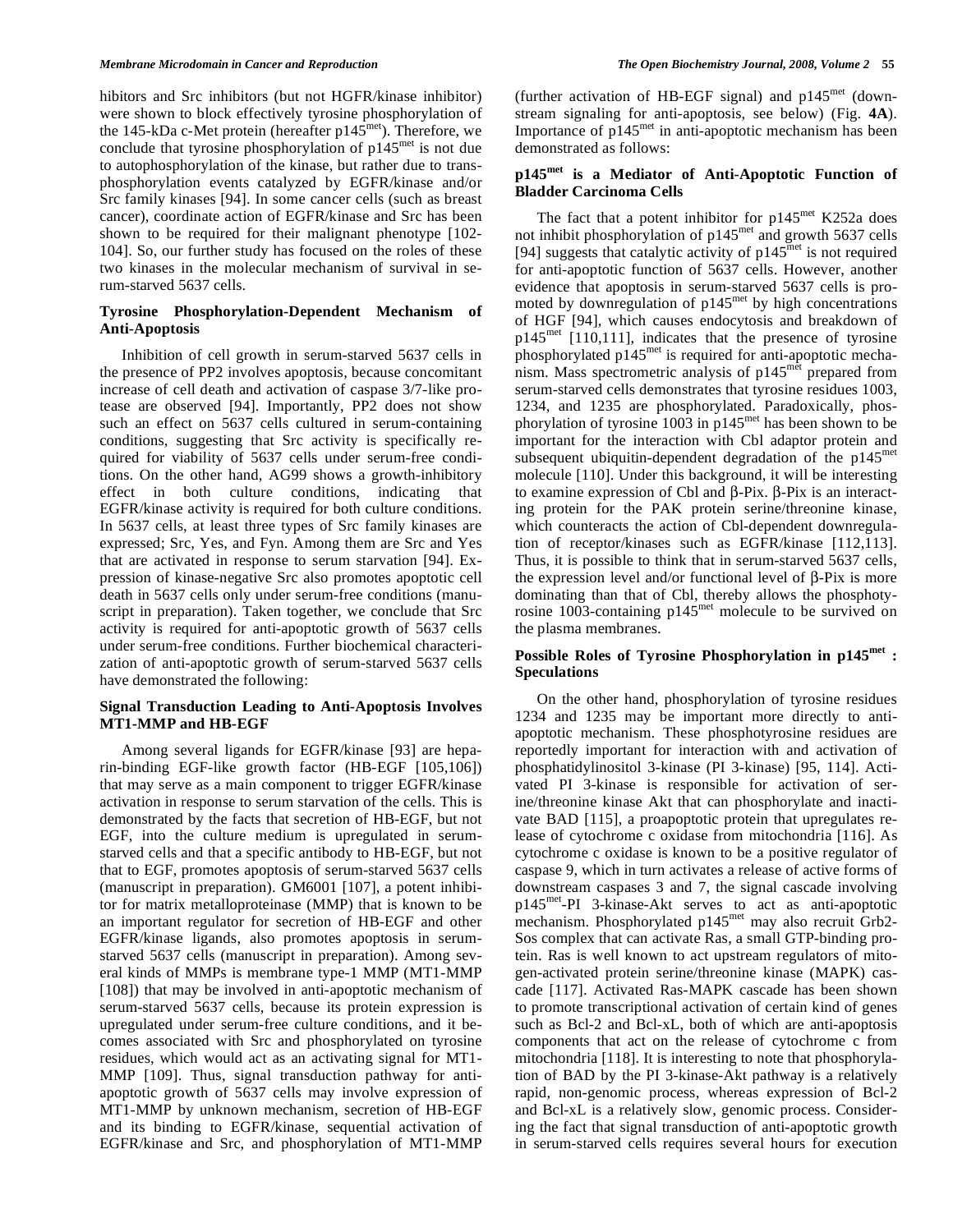hibitors and Src inhibitors (but not HGFR/kinase inhibitor) were shown to block effectively tyrosine phosphorylation of the 145-kDa c-Met protein (hereafter p145$^{met}$). Therefore, we conclude that tyrosine phosphorylation of p145$^{met}$ is not due to autophosphorylation of the kinase, but rather due to trans-phosphorylation events catalyzed by EGFR/kinase and/or Src family kinases [94]. In some cancer cells (such as breast cancer), coordinate action of EGFR/kinase and Src has been shown to be required for their malignant phenotype [102-104]. So, our further study has focused on the roles of these two kinases in the molecular mechanism of survival in serum-starved 5637 cells.

### Tyrosine Phosphorylation-Dependent Mechanism of Anti-Apoptosis

Inhibition of cell growth in serum-starved 5637 cells in the presence of PP2 involves apoptosis, because concomitant increase of cell death and activation of caspase 3/7-like protease are observed [94]. Importantly, PP2 does not show such an effect on 5637 cells cultured in serum-containing conditions, suggesting that Src activity is specifically required for viability of 5637 cells under serum-free conditions. On the other hand, AG99 shows a growth-inhibitory effect in both culture conditions, indicating that EGFR/kinase activity is required for both culture conditions. In 5637 cells, at least three types of Src family kinases are expressed; Src, Yes, and Fyn. Among them are Src and Yes that are activated in response to serum starvation [94]. Expression of kinase-negative Src also promotes apoptotic cell death in 5637 cells only under serum-free conditions (manuscript in preparation). Taken together, we conclude that Src activity is required for anti-apoptotic growth of 5637 cells under serum-free conditions. Further biochemical characterization of anti-apoptotic growth of serum-starved 5637 cells have demonstrated the following:

### Signal Transduction Leading to Anti-Apoptosis Involves MT1-MMP and HB-EGF

Among several ligands for EGFR/kinase [93] are heparin-binding EGF-like growth factor (HB-EGF [105,106]) that may serve as a main component to trigger EGFR/kinase activation in response to serum starvation of the cells. This is demonstrated by the facts that secretion of HB-EGF, but not EGF, into the culture medium is upregulated in serum-starved cells and that a specific antibody to HB-EGF, but not that to EGF, promotes apoptosis of serum-starved 5637 cells (manuscript in preparation). GM6001 [107], a potent inhibitor for matrix metalloproteinase (MMP) that is known to be an important regulator for secretion of HB-EGF and other EGFR/kinase ligands, also promotes apoptosis in serum-starved 5637 cells (manuscript in preparation). Among several kinds of MMPs is membrane type-1 MMP (MT1-MMP [108]) that may be involved in anti-apoptotic mechanism of serum-starved 5637 cells, because its protein expression is upregulated under serum-free culture conditions, and it becomes associated with Src and phosphorylated on tyrosine residues, which would act as an activating signal for MT1-MMP [109]. Thus, signal transduction pathway for anti-apoptotic growth of 5637 cells may involve expression of MT1-MMP by unknown mechanism, secretion of HB-EGF and its binding to EGFR/kinase, sequential activation of EGFR/kinase and Src, and phosphorylation of MT1-MMP (further activation of HB-EGF signal) and p145$^{met}$ (downstream signaling for anti-apoptosis, see below) (Fig. **4A**). Importance of p145$^{met}$ in anti-apoptotic mechanism has been demonstrated as follows:

### p145$^{met}$ is a Mediator of Anti-Apoptotic Function of Bladder Carcinoma Cells

The fact that a potent inhibitor for p145$^{met}$ K252a does not inhibit phosphorylation of p145$^{met}$ and growth 5637 cells [94] suggests that catalytic activity of p145$^{met}$ is not required for anti-apoptotic function of 5637 cells. However, another evidence that apoptosis in serum-starved 5637 cells is promoted by downregulation of p145$^{met}$ by high concentrations of HGF [94], which causes endocytosis and breakdown of p145$^{met}$ [110,111], indicates that the presence of tyrosine phosphorylated p145$^{met}$ is required for anti-apoptotic mechanism. Mass spectrometric analysis of p145$^{met}$ prepared from serum-starved cells demonstrates that tyrosine residues 1003, 1234, and 1235 are phosphorylated. Paradoxically, phosphorylation of tyrosine 1003 in p145$^{met}$ has been shown to be important for the interaction with Cbl adaptor protein and subsequent ubiquitin-dependent degradation of the p145$^{met}$ molecule [110]. Under this background, it will be interesting to examine expression of Cbl and β-Pix. β-Pix is an interacting protein for the PAK protein serine/threonine kinase, which counteracts the action of Cbl-dependent downregulation of receptor/kinases such as EGFR/kinase [112,113]. Thus, it is possible to think that in serum-starved 5637 cells, the expression level and/or functional level of β-Pix is more dominating than that of Cbl, thereby allows the phosphotyrosine 1003-containing p145$^{met}$ molecule to be survived on the plasma membranes.

### Possible Roles of Tyrosine Phosphorylation in p145$^{met}$ : Speculations

On the other hand, phosphorylation of tyrosine residues 1234 and 1235 may be important more directly to anti-apoptotic mechanism. These phosphotyrosine residues are reportedly important for interaction with and activation of phosphatidylinositol 3-kinase (PI 3-kinase) [95, 114]. Activated PI 3-kinase is responsible for activation of serine/threonine kinase Akt that can phosphorylate and inactivate BAD [115], a proapoptotic protein that upregulates release of cytochrome c oxidase from mitochondria [116]. As cytochrome c oxidase is known to be a positive regulator of caspase 9, which in turn activates a release of active forms of downstream caspases 3 and 7, the signal cascade involving p145$^{met}$-PI 3-kinase-Akt serves to act as anti-apoptotic mechanism. Phosphorylated p145$^{met}$ may also recruit Grb2-Sos complex that can activate Ras, a small GTP-binding protein. Ras is well known to act upstream regulators of mitogen-activated protein serine/threonine kinase (MAPK) cascade [117]. Activated Ras-MAPK cascade has been shown to promote transcriptional activation of certain kind of genes such as Bcl-2 and Bcl-xL, both of which are anti-apoptosis components that act on the release of cytochrome c from mitochondria [118]. It is interesting to note that phosphorylation of BAD by the PI 3-kinase-Akt pathway is a relatively rapid, non-genomic process, whereas expression of Bcl-2 and Bcl-xL is a relatively slow, genomic process. Considering the fact that signal transduction of anti-apoptotic growth in serum-starved cells requires several hours for execution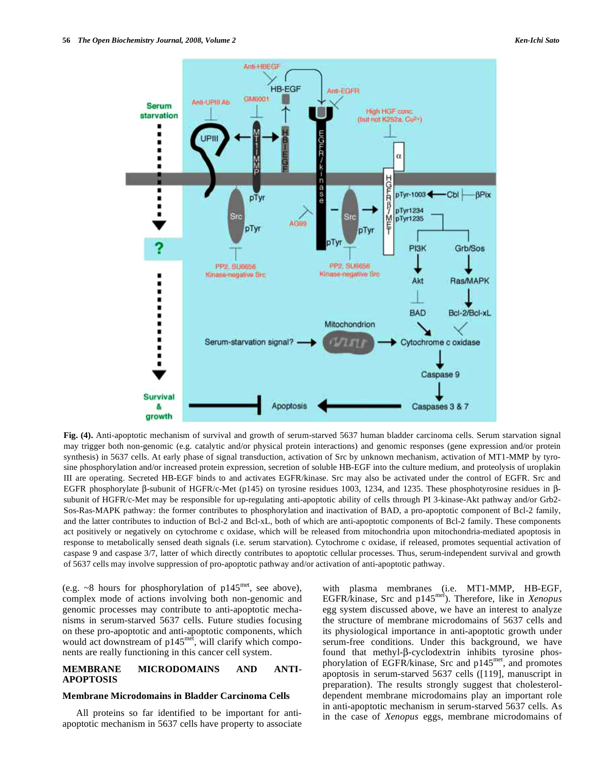**Fig. (4).** Anti-apoptotic mechanism of survival and growth of serum-starved 5637 human bladder carcinoma cells. Serum starvation signal may trigger both non-genomic (e.g. catalytic and/or physical protein interactions) and genomic responses (gene expression and/or protein synthesis) in 5637 cells. At early phase of signal transduction, activation of Src by unknown mechanism, activation of MT1-MMP by tyrosine phosphorylation and/or increased protein expression, secretion of soluble HB-EGF into the culture medium, and proteolysis of uroplakin III are operating. Secreted HB-EGF binds to and activates EGFR/kinase. Src may also be activated under the control of EGFR. Src and EGFR phosphorylate β-subunit of HGFR/c-Met (p145) on tyrosine residues 1003, 1234, and 1235. These phosphotyrosine residues in β-subunit of HGFR/c-Met may be responsible for up-regulating anti-apoptotic ability of cells through PI 3-kinase-Akt pathway and/or Grb2-Sos-Ras-MAPK pathway: the former contributes to phosphorylation and inactivation of BAD, a pro-apoptotic component of Bcl-2 family, and the latter contributes to induction of Bcl-2 and Bcl-xL, both of which are anti-apoptotic components of Bcl-2 family. These components act positively or negatively on cytochrome c oxidase, which will be released from mitochondria upon mitochondria-mediated apoptosis in response to metabolically sensed death signals (i.e. serum starvation). Cytochrome c oxidase, if released, promotes sequential activation of caspase 9 and caspase 3/7, latter of which directly contributes to apoptotic cellular processes. Thus, serum-independent survival and growth of 5637 cells may involve suppression of pro-apoptotic pathway and/or activation of anti-apoptotic pathway.

(e.g. ~8 hours for phosphorylation of p145$^{met}$, see above), complex mode of actions involving both non-genomic and genomic processes may contribute to anti-apoptotic mechanisms in serum-starved 5637 cells. Future studies focusing on these pro-apoptotic and anti-apoptotic components, which would act downstream of p145$^{met}$, will clarify which components are really functioning in this cancer cell system.

## MEMBRANE MICRODOMAINS AND ANTI-APOPTOSIS

### Membrane Microdomains in Bladder Carcinoma Cells

All proteins so far identified to be important for anti-apoptotic mechanism in 5637 cells have property to associate with plasma membranes (i.e. MT1-MMP, HB-EGF, EGFR/kinase, Src and p145$^{met}$). Therefore, like in *Xenopus* egg system discussed above, we have an interest to analyze the structure of membrane microdomains of 5637 cells and its physiological importance in anti-apoptotic growth under serum-free conditions. Under this background, we have found that methyl-β-cyclodextrin inhibits tyrosine phosphorylation of EGFR/kinase, Src and p145$^{met}$, and promotes apoptosis in serum-starved 5637 cells ([119], manuscript in preparation). The results strongly suggest that cholesterol-dependent membrane microdomains play an important role in anti-apoptotic mechanism in serum-starved 5637 cells. As in the case of *Xenopus* eggs, membrane microdomains of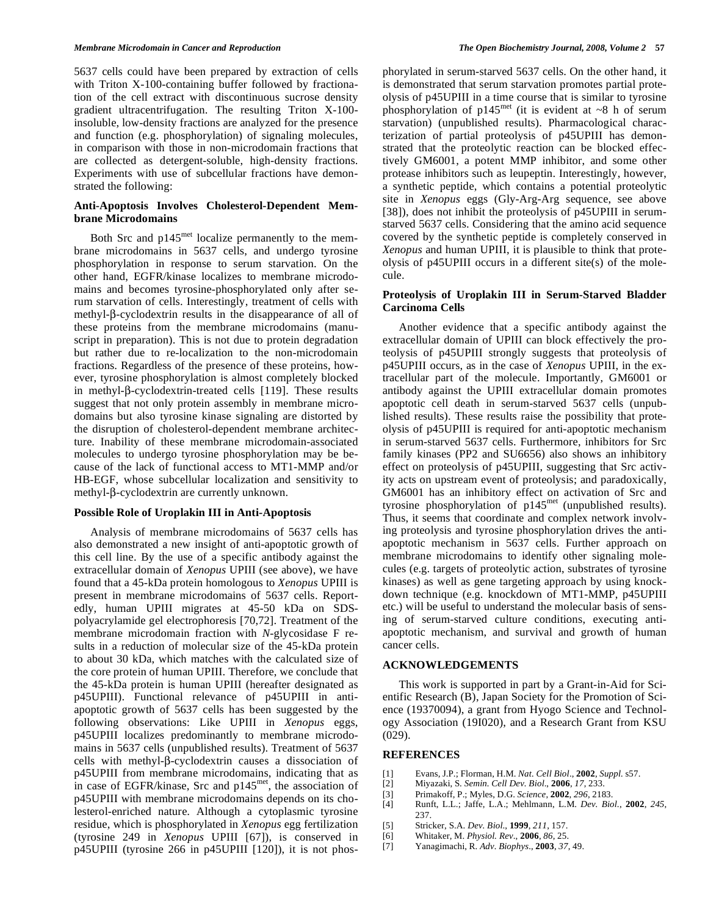5637 cells could have been prepared by extraction of cells with Triton X-100-containing buffer followed by fractionation of the cell extract with discontinuous sucrose density gradient ultracentrifugation. The resulting Triton X-100-insoluble, low-density fractions are analyzed for the presence and function (e.g. phosphorylation) of signaling molecules, in comparison with those in non-microdomain fractions that are collected as detergent-soluble, high-density fractions. Experiments with use of subcellular fractions have demonstrated the following:

**Anti-Apoptosis Involves Cholesterol-Dependent Membrane Microdomains**

Both Src and p145$^{met}$ localize permanently to the membrane microdomains in 5637 cells, and undergo tyrosine phosphorylation in response to serum starvation. On the other hand, EGFR/kinase localizes to membrane microdomains and becomes tyrosine-phosphorylated only after serum starvation of cells. Interestingly, treatment of cells with methyl-β-cyclodextrin results in the disappearance of all of these proteins from the membrane microdomains (manuscript in preparation). This is not due to protein degradation but rather due to re-localization to the non-microdomain fractions. Regardless of the presence of these proteins, however, tyrosine phosphorylation is almost completely blocked in methyl-β-cyclodextrin-treated cells [119]. These results suggest that not only protein assembly in membrane microdomains but also tyrosine kinase signaling are distorted by the disruption of cholesterol-dependent membrane architecture. Inability of these membrane microdomain-associated molecules to undergo tyrosine phosphorylation may be because of the lack of functional access to MT1-MMP and/or HB-EGF, whose subcellular localization and sensitivity to methyl-β-cyclodextrin are currently unknown.

**Possible Role of Uroplakin III in Anti-Apoptosis**

Analysis of membrane microdomains of 5637 cells has also demonstrated a new insight of anti-apoptotic growth of this cell line. By the use of a specific antibody against the extracellular domain of *Xenopus* UPIII (see above), we have found that a 45-kDa protein homologous to *Xenopus* UPIII is present in membrane microdomains of 5637 cells. Reportedly, human UPIII migrates at 45-50 kDa on SDS-polyacrylamide gel electrophoresis [70,72]. Treatment of the membrane microdomain fraction with *N*-glycosidase F results in a reduction of molecular size of the 45-kDa protein to about 30 kDa, which matches with the calculated size of the core protein of human UPIII. Therefore, we conclude that the 45-kDa protein is human UPIII (hereafter designated as p45UPIII). Functional relevance of p45UPIII in anti-apoptotic growth of 5637 cells has been suggested by the following observations: Like UPIII in *Xenopus* eggs, p45UPIII localizes predominantly to membrane microdomains in 5637 cells (unpublished results). Treatment of 5637 cells with methyl-β-cyclodextrin causes a dissociation of p45UPIII from membrane microdomains, indicating that as in case of EGFR/kinase, Src and p145$^{met}$, the association of p45UPIII with membrane microdomains depends on its cholesterol-enriched nature. Although a cytoplasmic tyrosine residue, which is phosphorylated in *Xenopus* egg fertilization (tyrosine 249 in *Xenopus* UPIII [67]), is conserved in p45UPIII (tyrosine 266 in p45UPIII [120]), it is not phosphorylated in serum-starved 5637 cells. On the other hand, it is demonstrated that serum starvation promotes partial proteolysis of p45UPIII in a time course that is similar to tyrosine phosphorylation of p145$^{met}$ (it is evident at ~8 h of serum starvation) (unpublished results). Pharmacological characterization of partial proteolysis of p45UPIII has demonstrated that the proteolytic reaction can be blocked effectively GM6001, a potent MMP inhibitor, and some other protease inhibitors such as leupeptin. Interestingly, however, a synthetic peptide, which contains a potential proteolytic site in *Xenopus* eggs (Gly-Arg-Arg sequence, see above [38]), does not inhibit the proteolysis of p45UPIII in serum-starved 5637 cells. Considering that the amino acid sequence covered by the synthetic peptide is completely conserved in *Xenopus* and human UPIII, it is plausible to think that proteolysis of p45UPIII occurs in a different site(s) of the molecule.

**Proteolysis of Uroplakin III in Serum-Starved Bladder Carcinoma Cells**

Another evidence that a specific antibody against the extracellular domain of UPIII can block effectively the proteolysis of p45UPIII strongly suggests that proteolysis of p45UPIII occurs, as in the case of *Xenopus* UPIII, in the extracellular part of the molecule. Importantly, GM6001 or antibody against the UPIII extracellular domain promotes apoptotic cell death in serum-starved 5637 cells (unpublished results). These results raise the possibility that proteolysis of p45UPIII is required for anti-apoptotic mechanism in serum-starved 5637 cells. Furthermore, inhibitors for Src family kinases (PP2 and SU6656) also shows an inhibitory effect on proteolysis of p45UPIII, suggesting that Src activity acts on upstream event of proteolysis; and paradoxically, GM6001 has an inhibitory effect on activation of Src and tyrosine phosphorylation of p145$^{met}$ (unpublished results). Thus, it seems that coordinate and complex network involving proteolysis and tyrosine phosphorylation drives the anti-apoptotic mechanism in 5637 cells. Further approach on membrane microdomains to identify other signaling molecules (e.g. targets of proteolytic action, substrates of tyrosine kinases) as well as gene targeting approach by using knockdown technique (e.g. knockdown of MT1-MMP, p45UPIII etc.) will be useful to understand the molecular basis of sensing of serum-starved culture conditions, executing anti-apoptotic mechanism, and survival and growth of human cancer cells.

## ACKNOWLEDGEMENTS

This work is supported in part by a Grant-in-Aid for Scientific Research (B), Japan Society for the Promotion of Science (19370094), a grant from Hyogo Science and Technology Association (19I020), and a Research Grant from KSU (029).

## REFERENCES

[1] Evans, J.P.; Florman, H.M. *Nat. Cell Biol*., **2002**, *Suppl*. s57.
[2] Miyazaki, S. *Semin. Cell Dev. Biol*., **2006**, *17*, 233.
[3] Primakoff, P.; Myles, D.G. *Science*, **2002**, *296*, 2183.
[4] Runft, L.L.; Jaffe, L.A.; Mehlmann, L.M. *Dev. Biol.*, **2002**, *245*, 237.
[5] Stricker, S.A. *Dev. Biol*., **1999**, *211*, 157.
[6] Whitaker, M. *Physiol. Rev*., **2006**, *86*, 25.
[7] Yanagimachi, R. *Adv. Biophys*., **2003**, *37*, 49.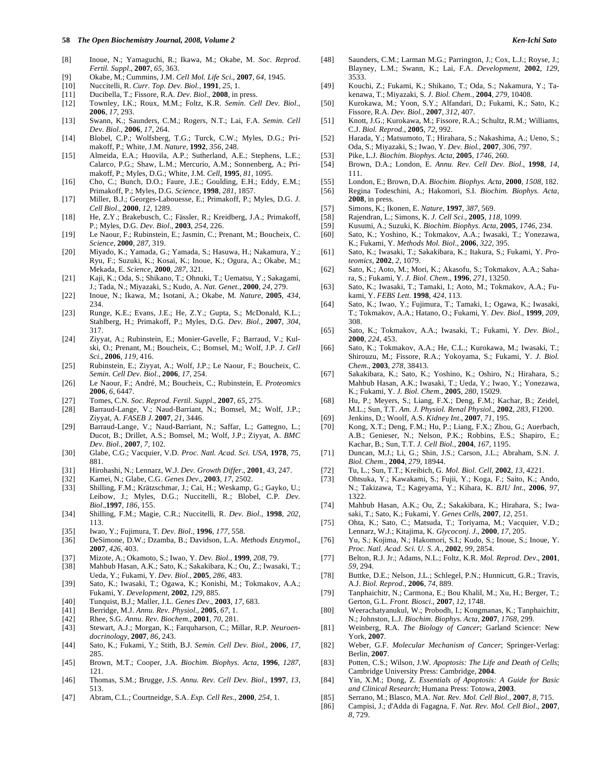[8] Inoue, N.; Yamaguchi, R.; Ikawa, M.; Okabe, M. *Soc. Reprod. Fertil. Suppl*., **2007**, *65*, 363.

[9] Okabe, M.; Cummins, J.M. *Cell Mol. Life Sci*., **2007**, *64*, 1945.

[10] Nuccitelli, R. *Curr. Top. Dev. Biol.*, **1991**, *25*, 1.

[11] Ducibella, T.; Fissore, R.A. *Dev. Biol*., **2008**, in press.

[12] Townley, I.K.; Roux, M.M.; Foltz, K.R. *Semin. Cell Dev. Biol.*, **2006**, *17*, 293.

[13] Swann, K.; Saunders, C.M.; Rogers, N.T.; Lai, F.A. *Semin. Cell Dev. Biol*., **2006**, *17*, 264.

[14] Blobel, C.P.; Wolfsberg, T.G.; Turck, C.W.; Myles, D.G.; Primakoff, P.; White, J.M. *Nature*, **1992**, *356*, 248.

[15] Almeida, E.A.; Huovila, A.P.; Sutherland, A.E.; Stephens, L.E.; Calarco, P.G.; Shaw, L.M.; Mercurio, A.M.; Sonnenberg, A.; Primakoff, P.; Myles, D.G.; White, J.M. *Cell*, **1995**, *81*, 1095.

[16] Cho, C.; Bunch, D.O.; Faure, J.E.; Goulding, E.H.; Eddy, E.M.; Primakoff, P.; Myles, D.G. *Science*, **1998**, *281*, 1857.

[17] Miller, B.J.; Georges-Labouesse, E.; Primakoff, P.; Myles, D.G. *J. Cell Biol*., **2000**, *12*, 1289.

[18] He, Z.Y.; Brakebusch, C.; Fässler, R.; Kreidberg, J.A.; Primakoff, P.; Myles, D.G. *Dev. Biol*., **2003**, *254*, 226.

[19] Le Naour, F.; Rubinstein, E.; Jasmin, C.; Prenant, M.; Boucheix, C. *Science*, **2000**, *287*, 319.

[20] Miyado, K.; Yamada, G.; Yamada, S.; Hasuwa, H.; Nakamura, Y.; Ryu, F.; Suzuki, K.; Kosai, K.; Inoue, K.; Ogura, A.; Okabe, M.; Mekada, E. *Science*, **2000**, *287*, 321.

[21] Kaji, K.; Oda, S.; Shikano, T.; Ohnuki, T.; Uematsu, Y.; Sakagami, J.; Tada, N.; Miyazaki, S.; Kudo, A. *Nat. Genet.*, **2000**, *24*, 279.

[22] Inoue, N.; Ikawa, M.; Isotani, A.; Okabe, M. *Nature*, **2005**, *434*, 234.

[23] Runge, K.E.; Evans, J.E.; He, Z.Y.; Gupta, S.; McDonald, K.L.; Stahlberg, H.; Primakoff, P.; Myles, D.G. *Dev. Biol.*, **2007**, *304*, 317.

[24] Ziyyat, A.; Rubinstein, E.; Monier-Gavelle, F.; Barraud, V.; Kulski, O.; Prenant, M.; Boucheix, C.; Bomsel, M.; Wolf, J.P. *J. Cell Sci*., **2006**, *119*, 416.

[25] Rubinstein, E.; Ziyyat, A.; Wolf, J.P.; Le Naour, F.; Boucheix, C. *Semin. Cell Dev. Biol.*, **2006**, *17*, 254.

[26] Le Naour, F.; André, M.; Boucheix, C.; Rubinstein, E. *Proteomics* **2006**, *6*, 6447.

[27] Tomes, C.N. *Soc. Reprod. Fertil. Suppl*., **2007**, *65*, 275.

[28] Barraud-Lange, V.; Naud-Barriant, N.; Bomsel, M.; Wolf, J.P.; Ziyyat, A. *FASEB J*. **2007**, *21*, 3446.

[29] Barraud-Lange, V.; Naud-Barriant, N.; Saffar, L.; Gattegno, L.; Ducot, B.; Drillet, A.S.; Bomsel, M.; Wolf, J.P.; Ziyyat, A. *BMC Dev. Biol.*, **2007**, *7*, 102.

[30] Glabe, C.G.; Vacquier, V.D. *Proc. Natl. Acad. Sci. USA*, **1978**, *75*, 881.

[31] Hirohashi, N.; Lennarz, W.J. *Dev. Growth Differ*., **2001**, *43*, 247.

[32] Kamei, N.; Glabe, C.G. *Genes Dev*., **2003**, *17*, 2502.

[33] Shilling, F.M.; Krätzschmar, J.; Cai, H.; Weskamp, G.; Gayko, U.; Leibow, J.; Myles, D.G.; Nuccitelli, R.; Blobel, C.P. *Dev. Biol*.,**1997**, *186*, 155.

[34] Shilling, F.M.; Magie, C.R.; Nuccitelli, R. *Dev. Biol.*, **1998**, *202*, 113.

[35] Iwao, Y.; Fujimura, T. *Dev. Biol*., **1996**, *177*, 558.

[36] DeSimone, D.W.; Dzamba, B.; Davidson, L.A. *Methods Enzymol*., **2007**, *426*, 403.

[37] Mizote, A.; Okamoto, S.; Iwao, Y. *Dev. Biol.*, **1999**, *208*, 79.

[38] Mahbub Hasan, A.K.; Sato, K.; Sakakibara, K.; Ou, Z.; Iwasaki, T.; Ueda, Y.; Fukami, Y. *Dev. Biol*., **2005**, *286*, 483.

[39] Sato, K.; Iwasaki, T.; Ogawa, K.; Konishi, M.; Tokmakov, A.A.; Fukami, Y. *Development*, **2002**, *129*, 885.

[40] Tunquist, B.J.; Maller, J.L. *Genes Dev*., **2003**, *17*, 683.

[41] Berridge, M.J. *Annu. Rev. Physiol*., **2005**, *67*, 1.

[42] Rhee, S.G. *Annu. Rev. Biochem*., **2001**, *70*, 281.

[43] Stewart, A.J.; Morgan, K.; Farquharson, C.; Millar, R.P. *Neuroendocrinology*, **2007**, *86*, 243.

[44] Sato, K.; Fukami, Y.; Stith, B.J. *Semin. Cell Dev. Biol*., **2006**, *17*, 285.

[45] Brown, M.T.; Cooper, J.A. *Biochim. Biophys. Acta*, **1996**, *1287*, 121.

[46] Thomas, S.M.; Brugge, J.S. *Annu. Rev. Cell Dev. Biol*., **1997**, *13*, 513.

[47] Abram, C.L.; Courtneidge, S.A. *Exp. Cell Res*., **2000**, *254*, 1.

[48] Saunders, C.M.; Larman M.G.; Parrington, J.; Cox, L.J.; Royse, J.; Blayney, L.M.; Swann, K.; Lai, F.A. *Development*, **2002**, *129*, 3533.

[49] Kouchi, Z.; Fukami, K.; Shikano, T.; Oda, S.; Nakamura, Y.; Takenawa, T.; Miyazaki, S. *J. Biol. Chem*., **2004**, *279*, 10408.

[50] Kurokawa, M.; Yoon, S.Y.; Alfandari, D.; Fukami, K.; Sato, K.; Fissore, R.A. *Dev. Biol*., **2007**, *312*, 407.

[51] Knott, J.G.; Kurokawa, M.; Fissore, R.A.; Schultz, R.M.; Williams, C.J. *Biol. Reprod*., **2005**, *72*, 992.

[52] Harada, Y.; Matsumoto, T.; Hirahara, S.; Nakashima, A.; Ueno, S.; Oda, S.; Miyazaki, S.; Iwao, Y. *Dev. Biol.*, **2007**, *306*, 797.

[53] Pike, L.J. *Biochim. Biophys. Acta*, **2005**, *1746*, 260.

[54] Brown, D.A.; London, E. *Annu. Rev. Cell Dev. Biol*., **1998**, *14*, 111.

[55] London, E.; Brown, D.A. *Biochim. Biophys. Acta*, **2000**, *1508*, 182.

[56] Regina Todeschini, A.; Hakomori, S.I. *Biochim. Biophys. Acta*, **2008**, in press.

[57] Simons, K.; Ikonen, E. *Nature*, **1997**, *387*, 569.

[58] Rajendran, L.; Simons, K. *J. Cell Sci*., **2005**, *118*, 1099.

[59] Kusumi, A.; Suzuki, K. *Biochim. Biophys. Acta*, **2005**, *1746*, 234.

[60] Sato, K.; Yoshino, K.; Tokmakov, A.A.; Iwasaki, T.; Yonezawa, K.; Fukami, Y. *Methods Mol. Biol*., **2006**, *322*, 395.

[61] Sato, K.; Iwasaki, T.; Sakakibara, K.; Itakura, S.; Fukami, Y. *Proteomics*, **2002**, *2*, 1079.

[62] Sato, K.; Aoto, M.; Mori, K.; Akasofu, S.; Tokmakov, A.A.; Sahara, S.; Fukami, Y. *J. Biol. Chem*., **1996**, *271*, 13250.

[63] Sato, K.; Iwasaki, T.; Tamaki, I.; Aoto, M.; Tokmakov, A.A.; Fukami, Y. *FEBS Lett*. **1998**, *424*, 113.

[64] Sato, K.; Iwao, Y.; Fujimura, T.; Tamaki, I.; Ogawa, K.; Iwasaki, T.; Tokmakov, A.A.; Hatano, O.; Fukami, Y. *Dev. Biol*., **1999**, *209*, 308.

[65] Sato, K.; Tokmakov, A.A.; Iwasaki, T.; Fukami, Y. *Dev. Biol.*, **2000**, *224*, 453.

[66] Sato, K.; Tokmakov, A.A.; He, C.L.; Kurokawa, M.; Iwasaki, T.; Shirouzu, M.; Fissore, R.A.; Yokoyama, S.; Fukami, Y. *J. Biol. Chem*., **2003**, *278*, 38413.

[67] Sakakibara, K.; Sato, K.; Yoshino, K.; Oshiro, N.; Hirahara, S.; Mahbub Hasan, A.K.; Iwasaki, T.; Ueda, Y.; Iwao, Y.; Yonezawa, K.; Fukami, Y. *J. Biol. Chem*., **2005**, *280*, 15029.

[68] Hu, P.; Meyers, S.; Liang, F.X.; Deng, F.M.; Kachar, B.; Zeidel, M.L.; Sun, T.T. *Am. J. Physiol. Renal Physiol*., **2002**, *283*, F1200.

[69] Jenkins, D.; Woolf, A.S. *Kidney Int*., **2007**, *71*, 195.

[70] Kong, X.T.; Deng, F.M.; Hu, P.; Liang, F.X.; Zhou, G.; Auerbach, A.B.; Genieser, N.; Nelson, P.K.; Robbins, E.S.; Shapiro, E.; Kachar, B.; Sun, T.T. *J. Cell Biol.*, **2004**, *167*, 1195.

[71] Duncan, M.J.; Li, G.; Shin, J.S.; Carson, J.L.; Abraham, S.N. *J. Biol. Chem.*, **2004**, *279*, 18944.

[72] Tu, L.; Sun, T.T.; Kreibich, G. *Mol. Biol. Cell*, **2002**, *13*, 4221.

[73] Ohtsuka, Y.; Kawakami, S.; Fujii, Y.; Koga, F.; Saito, K.; Ando, N.; Takizawa, T.; Kageyama, Y.; Kihara, K. *BJU Int*., **2006**, *97*, 1322.

[74] Mahbub Hasan, A.K.; Ou, Z.; Sakakibara, K.; Hirahara, S.; Iwasaki, T.; Sato, K.; Fukami, Y. *Genes Cells*, **2007**, *12*, 251.

[75] Ohta, K.; Sato, C.; Matsuda, T.; Toriyama, M.; Vacquier, V.D.; Lennarz, W.J.; Kitajima, K. *Glycoconj. J*., **2000**, *17*, 205.

[76] Yu, S.; Kojima, N.; Hakomori, S.I.; Kudo, S.; Inoue, S.; Inoue, Y. *Proc. Natl. Acad. Sci. U. S. A.*, **2002**, *99*, 2854.

[77] Belton, R.J. Jr.; Adams, N.L.; Foltz, K.R. *Mol. Reprod. Dev*., **2001**, *59*, 294.

[78] Buttke, D.E.; Nelson, J.L.; Schlegel, P.N.; Hunnicutt, G.R.; Travis, A.J. *Biol. Reprod*., **2006**, *74*, 889.

[79] Tanphaichitr, N.; Carmona, E.; Bou Khalil, M.; Xu, H.; Berger, T.; Gerton, G.L. *Front. Biosci*., **2007**, *12*, 1748.

[80] Weerachatyanukul, W.; Probodh, I.; Kongmanas, K.; Tanphaichitr, N.; Johnston, L.J. *Biochim. Biophys. Acta*, **2007**, *1768*, 299.

[81] Weinberg, R.A. *The Biology of Cancer*; Garland Science: New York, **2007**.

[82] Weber, G.F. *Molecular Mechanism of Cancer*; Springer-Verlag: Berlin, **2007**.

[83] Potten, C.S.; Wilson, J.W. *Apoptosis: The Life and Death of Cells*; Cambridge University Press: Cambridge, **2004**.

[84] Yin, X.M.; Dong, Z. *Essentials of Apoptosis: A Guide for Basic and Clinical Research*; Humana Press: Totowa, **2003**.

[85] Serrano, M.; Blasco, M.A. *Nat. Rev. Mol. Cell Biol.*, **2007**, *8*, 715.

[86] Campisi, J.; d'Adda di Fagagna, F. *Nat. Rev. Mol. Cell Biol*., **2007**, *8*, 729.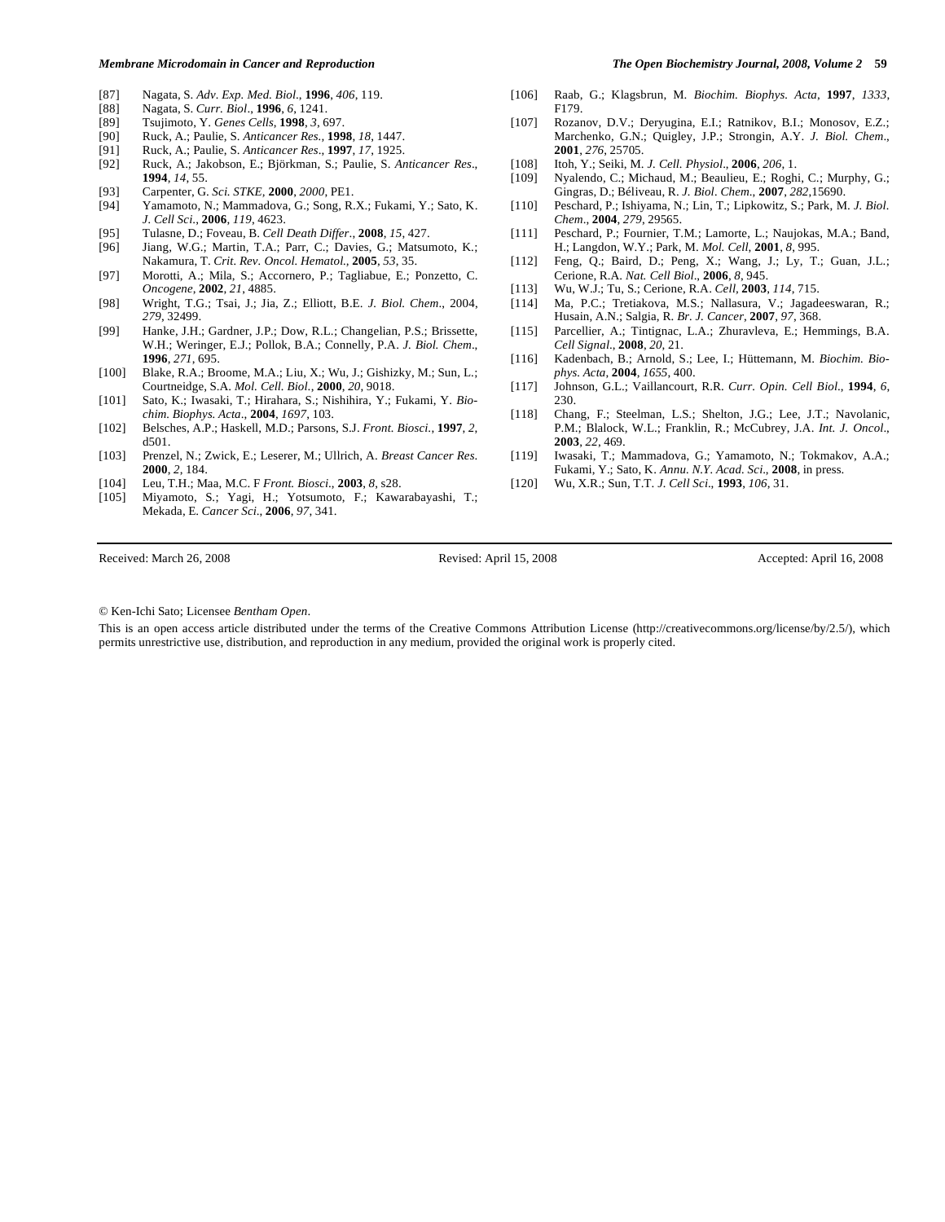[87] Nagata, S. *Adv. Exp. Med. Biol*., **1996**, *406*, 119.

[88] Nagata, S. *Curr. Biol*., **1996**, *6*, 1241.

[89] Tsujimoto, Y. *Genes Cells*, **1998**, *3*, 697.

[90] Ruck, A.; Paulie, S. *Anticancer Res.*, **1998**, *18*, 1447.

[91] Ruck, A.; Paulie, S. *Anticancer Res*., **1997**, *17*, 1925.

[92] Ruck, A.; Jakobson, E.; Björkman, S.; Paulie, S. *Anticancer Res*., **1994**, *14*, 55.

[93] Carpenter, G. *Sci. STKE*, **2000**, *2000*, PE1.

[94] Yamamoto, N.; Mammadova, G.; Song, R.X.; Fukami, Y.; Sato, K. *J. Cell Sci*., **2006**, *119*, 4623.

[95] Tulasne, D.; Foveau, B. *Cell Death Differ*., **2008**, *15*, 427.

[96] Jiang, W.G.; Martin, T.A.; Parr, C.; Davies, G.; Matsumoto, K.; Nakamura, T. *Crit. Rev. Oncol. Hematol.*, **2005**, *53*, 35.

[97] Morotti, A.; Mila, S.; Accornero, P.; Tagliabue, E.; Ponzetto, C. *Oncogene*, **2002**, *21*, 4885.

[98] Wright, T.G.; Tsai, J.; Jia, Z.; Elliott, B.E. *J. Biol. Chem*., 2004, *279*, 32499.

[99] Hanke, J.H.; Gardner, J.P.; Dow, R.L.; Changelian, P.S.; Brissette, W.H.; Weringer, E.J.; Pollok, B.A.; Connelly, P.A. *J. Biol. Chem*., **1996**, *271*, 695.

[100] Blake, R.A.; Broome, M.A.; Liu, X.; Wu, J.; Gishizky, M.; Sun, L.; Courtneidge, S.A. *Mol. Cell. Biol.*, **2000**, *20*, 9018.

[101] Sato, K.; Iwasaki, T.; Hirahara, S.; Nishihira, Y.; Fukami, Y. *Biochim. Biophys. Acta*., **2004**, *1697*, 103.

[102] Belsches, A.P.; Haskell, M.D.; Parsons, S.J. *Front. Biosci.*, **1997**, *2*, d501.

[103] Prenzel, N.; Zwick, E.; Leserer, M.; Ullrich, A. *Breast Cancer Res*. **2000**, *2*, 184.

[104] Leu, T.H.; Maa, M.C. F *Front. Biosci*., **2003**, *8*, s28.

[105] Miyamoto, S.; Yagi, H.; Yotsumoto, F.; Kawarabayashi, T.; Mekada, E. *Cancer Sci*., **2006**, *97*, 341.

[106] Raab, G.; Klagsbrun, M. *Biochim. Biophys. Acta*, **1997**, *1333*, F179.

[107] Rozanov, D.V.; Deryugina, E.I.; Ratnikov, B.I.; Monosov, E.Z.; Marchenko, G.N.; Quigley, J.P.; Strongin, A.Y. *J. Biol. Chem*., **2001**, *276*, 25705.

[108] Itoh, Y.; Seiki, M. *J. Cell. Physiol*., **2006**, *206*, 1.

[109] Nyalendo, C.; Michaud, M.; Beaulieu, E.; Roghi, C.; Murphy, G.; Gingras, D.; Béliveau, R. *J. Biol. Chem*., **2007**, *282*,15690.

[110] Peschard, P.; Ishiyama, N.; Lin, T.; Lipkowitz, S.; Park, M. *J. Biol. Chem*., **2004**, *279*, 29565.

[111] Peschard, P.; Fournier, T.M.; Lamorte, L.; Naujokas, M.A.; Band, H.; Langdon, W.Y.; Park, M. *Mol. Cell*, **2001**, *8*, 995.

[112] Feng, Q.; Baird, D.; Peng, X.; Wang, J.; Ly, T.; Guan, J.L.; Cerione, R.A. *Nat. Cell Biol*., **2006**, *8*, 945.

[113] Wu, W.J.; Tu, S.; Cerione, R.A. *Cell*, **2003**, *114*, 715.

[114] Ma, P.C.; Tretiakova, M.S.; Nallasura, V.; Jagadeeswaran, R.; Husain, A.N.; Salgia, R. *Br. J. Cancer*, **2007**, *97*, 368.

[115] Parcellier, A.; Tintignac, L.A.; Zhuravleva, E.; Hemmings, B.A. *Cell Signal.*, **2008**, *20*, 21.

[116] Kadenbach, B.; Arnold, S.; Lee, I.; Hüttemann, M. *Biochim. Biophys. Acta*, **2004**, *1655*, 400.

[117] Johnson, G.L.; Vaillancourt, R.R. *Curr. Opin. Cell Biol*., **1994**, *6*, 230.

[118] Chang, F.; Steelman, L.S.; Shelton, J.G.; Lee, J.T.; Navolanic, P.M.; Blalock, W.L.; Franklin, R.; McCubrey, J.A. *Int. J. Oncol*., **2003**, *22*, 469.

[119] Iwasaki, T.; Mammadova, G.; Yamamoto, N.; Tokmakov, A.A.; Fukami, Y.; Sato, K. *Annu. N.Y. Acad. Sci*., **2008**, in press.

[120] Wu, X.R.; Sun, T.T. *J. Cell Sci*., **1993**, *106*, 31.

---

Received: March 26, 2008 Revised: April 15, 2008 Accepted: April 16, 2008

© Ken-Ichi Sato; Licensee *Bentham Open*.

This is an open access article distributed under the terms of the Creative Commons Attribution License (http://creativecommons.org/license/by/2.5/), which permits unrestrictive use, distribution, and reproduction in any medium, provided the original work is properly cited.